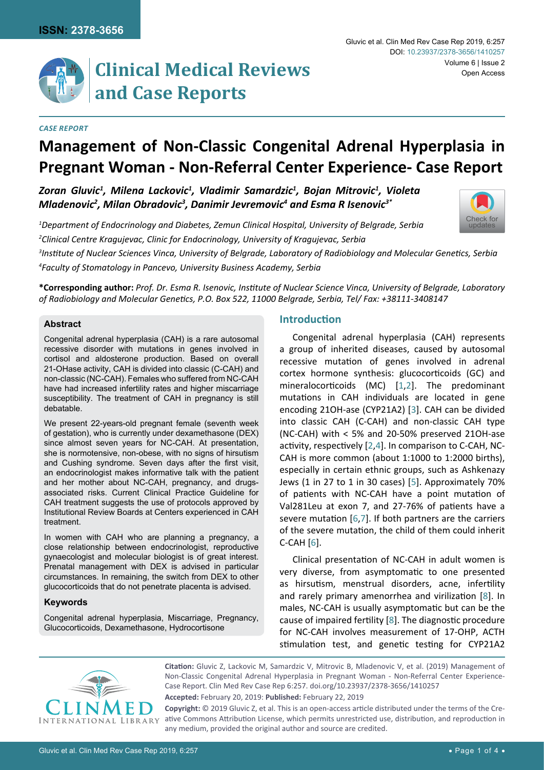ISSN: 2378-3656

# Clinical Medical Reviews and Case Reports

*CASE REPORT*

# Management of Non-Classic Congenital Adrenal Hyperplasia in Pregnant Woman - Non-Referral Center Experience- Case Report

***Zoran Gluvic[1], Milena Lackovic[1], Vladimir Samardzic[1], Bojan Mitrovic[1], Violeta Mladenovic[2], Milan Obradovic[3], Danimir Jevremovic[4] and Esma R Isenovic[3*]***

*[1]Department of Endocrinology and Diabetes, Zemun Clinical Hospital, University of Belgrade, Serbia*

*[2]Clinical Centre Kragujevac, Clinic for Endocrinology, University of Kragujevac, Serbia*

*[3]Institute of Nuclear Sciences Vinca, University of Belgrade, Laboratory of Radiobiology and Molecular Genetics, Serbia*

*[4]Faculty of Stomatology in Pancevo, University Business Academy, Serbia*

**\*Corresponding author:** *Prof. Dr. Esma R. Isenovic, Institute of Nuclear Science Vinca, University of Belgrade, Laboratory of Radiobiology and Molecular Genetics, P.O. Box 522, 11000 Belgrade, Serbia, Tel/ Fax: +38111-3408147*

### Abstract

Congenital adrenal hyperplasia (CAH) is a rare autosomal recessive disorder with mutations in genes involved in cortisol and aldosterone production. Based on overall 21-OHase activity, CAH is divided into classic (C-CAH) and non-classic (NC-CAH). Females who suffered from NC-CAH have had increased infertility rates and higher miscarriage susceptibility. The treatment of CAH in pregnancy is still debatable.

We present 22-years-old pregnant female (seventh week of gestation), who is currently under dexamethasone (DEX) since almost seven years for NC-CAH. At presentation, she is normotensive, non-obese, with no signs of hirsutism and Cushing syndrome. Seven days after the first visit, an endocrinologist makes informative talk with the patient and her mother about NC-CAH, pregnancy, and drugs-associated risks. Current Clinical Practice Guideline for CAH treatment suggests the use of protocols approved by Institutional Review Boards at Centers experienced in CAH treatment.

In women with CAH who are planning a pregnancy, a close relationship between endocrinologist, reproductive gynaecologist and molecular biologist is of great interest. Prenatal management with DEX is advised in particular circumstances. In remaining, the switch from DEX to other glucocorticoids that do not penetrate placenta is advised.

### Keywords

Congenital adrenal hyperplasia, Miscarriage, Pregnancy, Glucocorticoids, Dexamethasone, Hydrocortisone

## Introduction

Congenital adrenal hyperplasia (CAH) represents a group of inherited diseases, caused by autosomal recessive mutation of genes involved in adrenal cortex hormone synthesis: glucocorticoids (GC) and mineralocorticoids (MC) [1,2]. The predominant mutations in CAH individuals are located in gene encoding 21OH-ase (CYP21A2) [3]. CAH can be divided into classic CAH (C-CAH) and non-classic CAH type (NC-CAH) with < 5% and 20-50% preserved 21OH-ase activity, respectively [2,4]. In comparison to C-CAH, NC-CAH is more common (about 1:1000 to 1:2000 births), especially in certain ethnic groups, such as Ashkenazy Jews (1 in 27 to 1 in 30 cases) [5]. Approximately 70% of patients with NC-CAH have a point mutation of Val281Leu at exon 7, and 27-76% of patients have a severe mutation [6,7]. If both partners are the carriers of the severe mutation, the child of them could inherit C-CAH [6].

Clinical presentation of NC-CAH in adult women is very diverse, from asymptomatic to one presented as hirsutism, menstrual disorders, acne, infertility and rarely primary amenorrhea and virilization [8]. In males, NC-CAH is usually asymptomatic but can be the cause of impaired fertility [8]. The diagnostic procedure for NC-CAH involves measurement of 17-OHP, ACTH stimulation test, and genetic testing for CYP21A2

**Citation:** Gluvic Z, Lackovic M, Samardzic V, Mitrovic B, Mladenovic V, et al. (2019) Management of Non-Classic Congenital Adrenal Hyperplasia in Pregnant Woman - Non-Referral Center Experience-Case Report. Clin Med Rev Case Rep 6:257. doi.org/10.23937/2378-3656/1410257

**Accepted:** February 20, 2019: **Published:** February 22, 2019

**Copyright:** © 2019 Gluvic Z, et al. This is an open-access article distributed under the terms of the Creative Commons Attribution License, which permits unrestricted use, distribution, and reproduction in any medium, provided the original author and source are credited.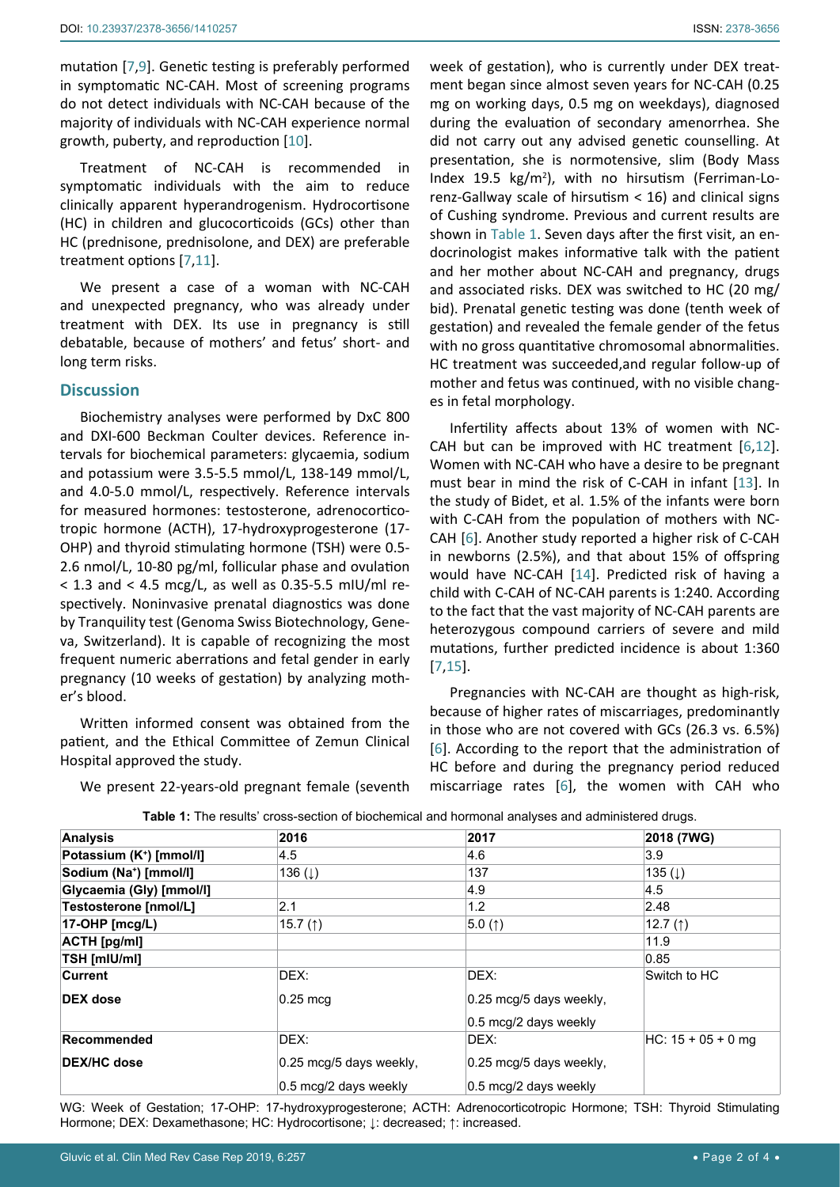mutation [7,9]. Genetic testing is preferably performed in symptomatic NC-CAH. Most of screening programs do not detect individuals with NC-CAH because of the majority of individuals with NC-CAH experience normal growth, puberty, and reproduction [10].

Treatment of NC-CAH is recommended in symptomatic individuals with the aim to reduce clinically apparent hyperandrogenism. Hydrocortisone (HC) in children and glucocorticoids (GCs) other than HC (prednisone, prednisolone, and DEX) are preferable treatment options [7,11].

We present a case of a woman with NC-CAH and unexpected pregnancy, who was already under treatment with DEX. Its use in pregnancy is still debatable, because of mothers' and fetus' short- and long term risks.

## Discussion

Biochemistry analyses were performed by DxC 800 and DXI-600 Beckman Coulter devices. Reference intervals for biochemical parameters: glycaemia, sodium and potassium were 3.5-5.5 mmol/L, 138-149 mmol/L, and 4.0-5.0 mmol/L, respectively. Reference intervals for measured hormones: testosterone, adrenocorticotropic hormone (ACTH), 17-hydroxyprogesterone (17-OHP) and thyroid stimulating hormone (TSH) were 0.5-2.6 nmol/L, 10-80 pg/ml, follicular phase and ovulation < 1.3 and < 4.5 mcg/L, as well as 0.35-5.5 mIU/ml respectively. Noninvasive prenatal diagnostics was done by Tranquility test (Genoma Swiss Biotechnology, Geneva, Switzerland). It is capable of recognizing the most frequent numeric aberrations and fetal gender in early pregnancy (10 weeks of gestation) by analyzing mother's blood.

Written informed consent was obtained from the patient, and the Ethical Committee of Zemun Clinical Hospital approved the study.

We present 22-years-old pregnant female (seventh week of gestation), who is currently under DEX treatment began since almost seven years for NC-CAH (0.25 mg on working days, 0.5 mg on weekdays), diagnosed during the evaluation of secondary amenorrhea. She did not carry out any advised genetic counselling. At presentation, she is normotensive, slim (Body Mass Index 19.5 kg/m$^2$), with no hirsutism (Ferriman-Lorenz-Gallway scale of hirsutism < 16) and clinical signs of Cushing syndrome. Previous and current results are shown in Table 1. Seven days after the first visit, an endocrinologist makes informative talk with the patient and her mother about NC-CAH and pregnancy, drugs and associated risks. DEX was switched to HC (20 mg/bid). Prenatal genetic testing was done (tenth week of gestation) and revealed the female gender of the fetus with no gross quantitative chromosomal abnormalities. HC treatment was succeeded,and regular follow-up of mother and fetus was continued, with no visible changes in fetal morphology.

Infertility affects about 13% of women with NC-CAH but can be improved with HC treatment [6,12]. Women with NC-CAH who have a desire to be pregnant must bear in mind the risk of C-CAH in infant [13]. In the study of Bidet, et al. 1.5% of the infants were born with C-CAH from the population of mothers with NC-CAH [6]. Another study reported a higher risk of C-CAH in newborns (2.5%), and that about 15% of offspring would have NC-CAH [14]. Predicted risk of having a child with C-CAH of NC-CAH parents is 1:240. According to the fact that the vast majority of NC-CAH parents are heterozygous compound carriers of severe and mild mutations, further predicted incidence is about 1:360 [7,15].

Pregnancies with NC-CAH are thought as high-risk, because of higher rates of miscarriages, predominantly in those who are not covered with GCs (26.3 vs. 6.5%) [6]. According to the report that the administration of HC before and during the pregnancy period reduced miscarriage rates [6], the women with CAH who

**Table 1:** The results' cross-section of biochemical and hormonal analyses and administered drugs.

| Analysis | 2016 | 2017 | 2018 (7WG) |
|---|---|---|---|
| Potassium ($K^+$) [mmol/l] | 4.5 | 4.6 | 3.9 |
| Sodium ($Na^+$) [mmol/l] | 136 (↓) | 137 | 135 (↓) |
| Glycaemia (Gly) [mmol/l] | | 4.9 | 4.5 |
| Testosterone [nmol/L] | 2.1 | 1.2 | 2.48 |
| 17-OHP [mcg/L] | 15.7 (↑) | 5.0 (↑) | 12.7 (↑) |
| ACTH [pg/ml] | | | 11.9 |
| TSH [mIU/ml] | | | 0.85 |
| **Current DEX dose** | DEX: 0.25 mcg | DEX: 0.25 mcg/5 days weekly, 0.5 mcg/2 days weekly | Switch to HC |
| **Recommended DEX/HC dose** | DEX: 0.25 mcg/5 days weekly, 0.5 mcg/2 days weekly | DEX: 0.25 mcg/5 days weekly, 0.5 mcg/2 days weekly | HC: 15 + 05 + 0 mg |

WG: Week of Gestation; 17-OHP: 17-hydroxyprogesterone; ACTH: Adrenocorticotropic Hormone; TSH: Thyroid Stimulating Hormone; DEX: Dexamethasone; HC: Hydrocortisone; ↓: decreased; ↑: increased.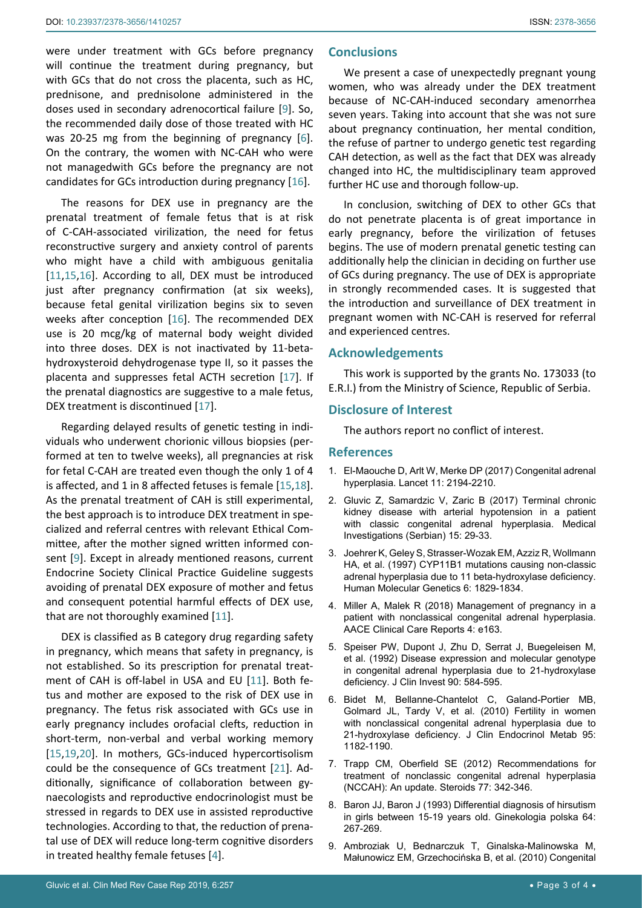were under treatment with GCs before pregnancy will continue the treatment during pregnancy, but with GCs that do not cross the placenta, such as HC, prednisone, and prednisolone administered in the doses used in secondary adrenocortical failure [9]. So, the recommended daily dose of those treated with HC was 20-25 mg from the beginning of pregnancy [6]. On the contrary, the women with NC-CAH who were not managedwith GCs before the pregnancy are not candidates for GCs introduction during pregnancy [16].

The reasons for DEX use in pregnancy are the prenatal treatment of female fetus that is at risk of C-CAH-associated virilization, the need for fetus reconstructive surgery and anxiety control of parents who might have a child with ambiguous genitalia [11,15,16]. According to all, DEX must be introduced just after pregnancy confirmation (at six weeks), because fetal genital virilization begins six to seven weeks after conception [16]. The recommended DEX use is 20 mcg/kg of maternal body weight divided into three doses. DEX is not inactivated by 11-beta-hydroxysteroid dehydrogenase type II, so it passes the placenta and suppresses fetal ACTH secretion [17]. If the prenatal diagnostics are suggestive to a male fetus, DEX treatment is discontinued [17].

Regarding delayed results of genetic testing in individuals who underwent chorionic villous biopsies (performed at ten to twelve weeks), all pregnancies at risk for fetal C-CAH are treated even though the only 1 of 4 is affected, and 1 in 8 affected fetuses is female [15,18]. As the prenatal treatment of CAH is still experimental, the best approach is to introduce DEX treatment in specialized and referral centres with relevant Ethical Committee, after the mother signed written informed consent [9]. Except in already mentioned reasons, current Endocrine Society Clinical Practice Guideline suggests avoiding of prenatal DEX exposure of mother and fetus and consequent potential harmful effects of DEX use, that are not thoroughly examined [11].

DEX is classified as B category drug regarding safety in pregnancy, which means that safety in pregnancy, is not established. So its prescription for prenatal treatment of CAH is off-label in USA and EU [11]. Both fetus and mother are exposed to the risk of DEX use in pregnancy. The fetus risk associated with GCs use in early pregnancy includes orofacial clefts, reduction in short-term, non-verbal and verbal working memory [15,19,20]. In mothers, GCs-induced hypercortisolism could be the consequence of GCs treatment [21]. Additionally, significance of collaboration between gynaecologists and reproductive endocrinologist must be stressed in regards to DEX use in assisted reproductive technologies. According to that, the reduction of prenatal use of DEX will reduce long-term cognitive disorders in treated healthy female fetuses [4].

## Conclusions

We present a case of unexpectedly pregnant young women, who was already under the DEX treatment because of NC-CAH-induced secondary amenorrhea seven years. Taking into account that she was not sure about pregnancy continuation, her mental condition, the refuse of partner to undergo genetic test regarding CAH detection, as well as the fact that DEX was already changed into HC, the multidisciplinary team approved further HC use and thorough follow-up.

In conclusion, switching of DEX to other GCs that do not penetrate placenta is of great importance in early pregnancy, before the virilization of fetuses begins. The use of modern prenatal genetic testing can additionally help the clinician in deciding on further use of GCs during pregnancy. The use of DEX is appropriate in strongly recommended cases. It is suggested that the introduction and surveillance of DEX treatment in pregnant women with NC-CAH is reserved for referral and experienced centres.

## Acknowledgements

This work is supported by the grants No. 173033 (to E.R.I.) from the Ministry of Science, Republic of Serbia.

## Disclosure of Interest

The authors report no conflict of interest.

## References

1. El-Maouche D, Arlt W, Merke DP (2017) Congenital adrenal hyperplasia. Lancet 11: 2194-2210.
2. Gluvic Z, Samardzic V, Zaric B (2017) Terminal chronic kidney disease with arterial hypotension in a patient with classic congenital adrenal hyperplasia. Medical Investigations (Serbian) 15: 29-33.
3. Joehrer K, Geley S, Strasser-Wozak EM, Azziz R, Wollmann HA, et al. (1997) CYP11B1 mutations causing non-classic adrenal hyperplasia due to 11 beta-hydroxylase deficiency. Human Molecular Genetics 6: 1829-1834.
4. Miller A, Malek R (2018) Management of pregnancy in a patient with nonclassical congenital adrenal hyperplasia. AACE Clinical Care Reports 4: e163.
5. Speiser PW, Dupont J, Zhu D, Serrat J, Buegeleisen M, et al. (1992) Disease expression and molecular genotype in congenital adrenal hyperplasia due to 21-hydroxylase deficiency. J Clin Invest 90: 584-595.
6. Bidet M, Bellanne-Chantelot C, Galand-Portier MB, Golmard JL, Tardy V, et al. (2010) Fertility in women with nonclassical congenital adrenal hyperplasia due to 21-hydroxylase deficiency. J Clin Endocrinol Metab 95: 1182-1190.
7. Trapp CM, Oberfield SE (2012) Recommendations for treatment of nonclassic congenital adrenal hyperplasia (NCCAH): An update. Steroids 77: 342-346.
8. Baron JJ, Baron J (1993) Differential diagnosis of hirsutism in girls between 15-19 years old. Ginekologia polska 64: 267-269.
9. Ambroziak U, Bednarczuk T, Ginalska-Malinowska M, Małunowicz EM, Grzechocińska B, et al. (2010) Congenital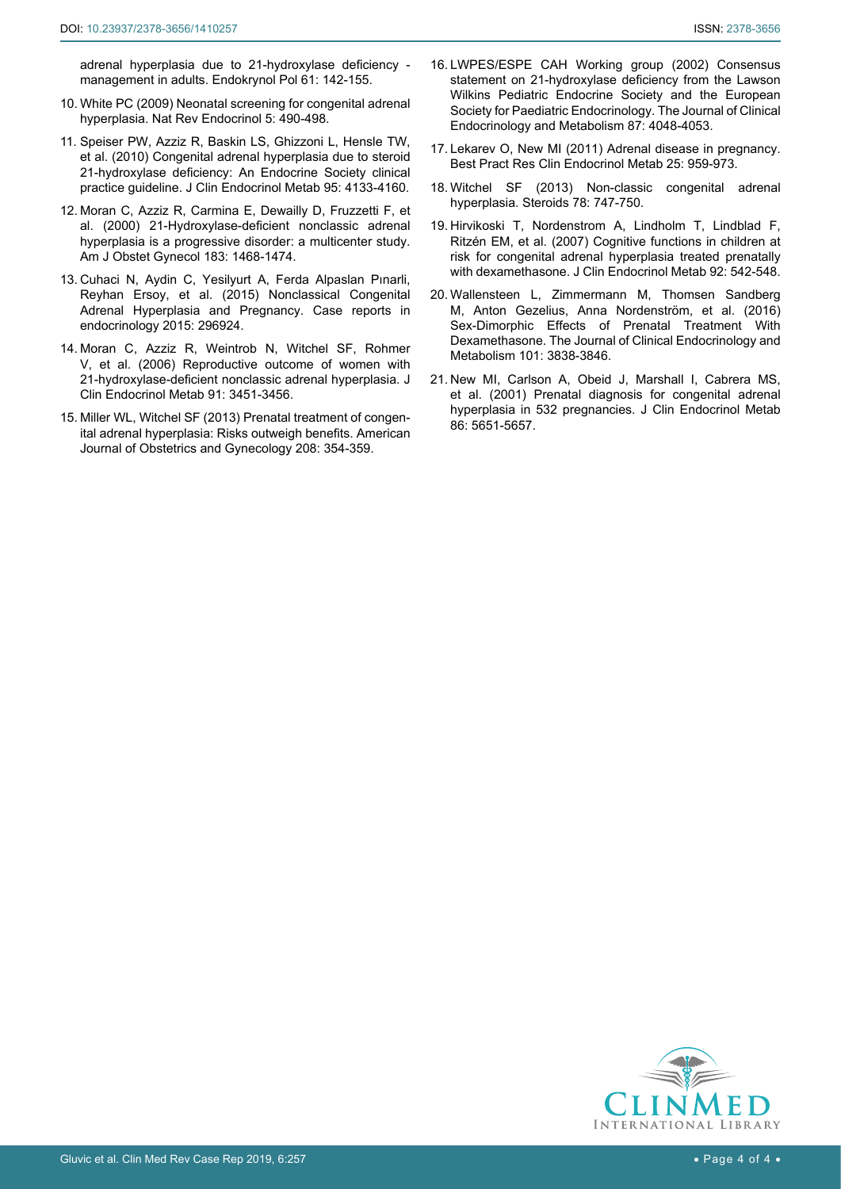adrenal hyperplasia due to 21-hydroxylase deficiency - management in adults. Endokrynol Pol 61: 142-155.

10. White PC (2009) Neonatal screening for congenital adrenal hyperplasia. Nat Rev Endocrinol 5: 490-498.
11. Speiser PW, Azziz R, Baskin LS, Ghizzoni L, Hensle TW, et al. (2010) Congenital adrenal hyperplasia due to steroid 21-hydroxylase deficiency: An Endocrine Society clinical practice guideline. J Clin Endocrinol Metab 95: 4133-4160.
12. Moran C, Azziz R, Carmina E, Dewailly D, Fruzzetti F, et al. (2000) 21-Hydroxylase-deficient nonclassic adrenal hyperplasia is a progressive disorder: a multicenter study. Am J Obstet Gynecol 183: 1468-1474.
13. Cuhaci N, Aydin C, Yesilyurt A, Ferda Alpaslan Pınarli, Reyhan Ersoy, et al. (2015) Nonclassical Congenital Adrenal Hyperplasia and Pregnancy. Case reports in endocrinology 2015: 296924.
14. Moran C, Azziz R, Weintrob N, Witchel SF, Rohmer V, et al. (2006) Reproductive outcome of women with 21-hydroxylase-deficient nonclassic adrenal hyperplasia. J Clin Endocrinol Metab 91: 3451-3456.
15. Miller WL, Witchel SF (2013) Prenatal treatment of congenital adrenal hyperplasia: Risks outweigh benefits. American Journal of Obstetrics and Gynecology 208: 354-359.
16. LWPES/ESPE CAH Working group (2002) Consensus statement on 21-hydroxylase deficiency from the Lawson Wilkins Pediatric Endocrine Society and the European Society for Paediatric Endocrinology. The Journal of Clinical Endocrinology and Metabolism 87: 4048-4053.
17. Lekarev O, New MI (2011) Adrenal disease in pregnancy. Best Pract Res Clin Endocrinol Metab 25: 959-973.
18. Witchel SF (2013) Non-classic congenital adrenal hyperplasia. Steroids 78: 747-750.
19. Hirvikoski T, Nordenstrom A, Lindholm T, Lindblad F, Ritzén EM, et al. (2007) Cognitive functions in children at risk for congenital adrenal hyperplasia treated prenatally with dexamethasone. J Clin Endocrinol Metab 92: 542-548.
20. Wallensteen L, Zimmermann M, Thomsen Sandberg M, Anton Gezelius, Anna Nordenström, et al. (2016) Sex-Dimorphic Effects of Prenatal Treatment With Dexamethasone. The Journal of Clinical Endocrinology and Metabolism 101: 3838-3846.
21. New MI, Carlson A, Obeid J, Marshall I, Cabrera MS, et al. (2001) Prenatal diagnosis for congenital adrenal hyperplasia in 532 pregnancies. J Clin Endocrinol Metab 86: 5651-5657.